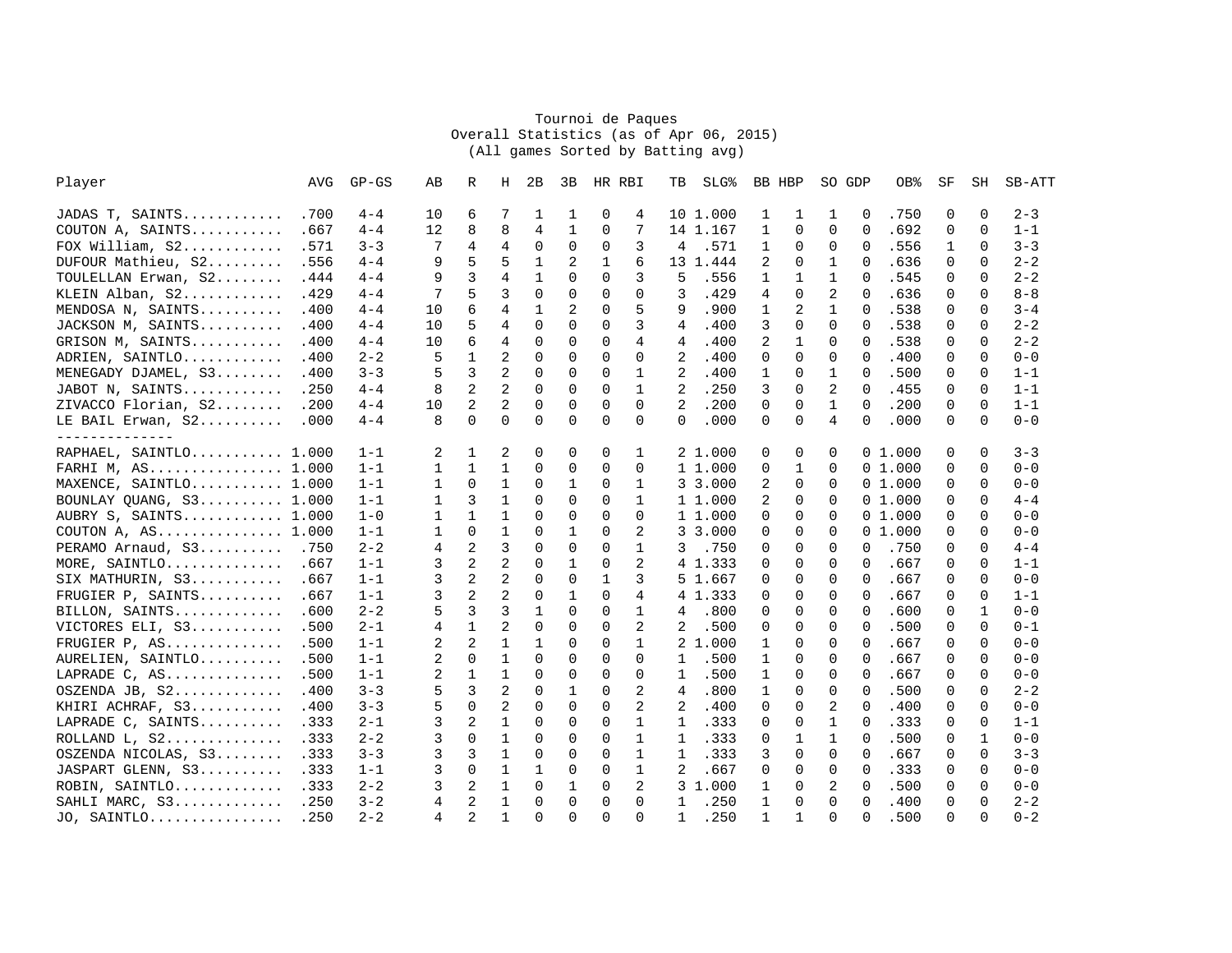Tournoi de Paques
Overall Statistics (as of Apr 06, 2015)
(All games Sorted by Batting avg)

| Player | AVG | GP-GS | AB | R | H | 2B | 3B | HR | RBI | TB | SLG% | BB | HBP | SO | GDP | OB% | SF | SH | SB-ATT |
|---|---|---|---|---|---|---|---|---|---|---|---|---|---|---|---|---|---|---|---|
| JADAS T, SAINTS........... | .700 | 4-4 | 10 | 6 | 7 | 1 | 1 | 0 | 4 | 10 | 1.000 | 1 | 1 | 1 | 0 | .750 | 0 | 0 | 2-3 |
| COUTON A, SAINTS.......... | .667 | 4-4 | 12 | 8 | 8 | 4 | 1 | 0 | 7 | 14 | 1.167 | 1 | 0 | 0 | 0 | .692 | 0 | 0 | 1-1 |
| FOX William, S2........... | .571 | 3-3 | 7 | 4 | 4 | 0 | 0 | 0 | 3 | 4 | .571 | 1 | 0 | 0 | 0 | .556 | 1 | 0 | 3-3 |
| DUFOUR Mathieu, S2........ | .556 | 4-4 | 9 | 5 | 5 | 1 | 2 | 1 | 6 | 13 | 1.444 | 2 | 0 | 1 | 0 | .636 | 0 | 0 | 2-2 |
| TOULELLAN Erwan, S2....... | .444 | 4-4 | 9 | 3 | 4 | 1 | 0 | 0 | 3 | 5 | .556 | 1 | 1 | 1 | 0 | .545 | 0 | 0 | 2-2 |
| KLEIN Alban, S2........... | .429 | 4-4 | 7 | 5 | 3 | 0 | 0 | 0 | 0 | 3 | .429 | 4 | 0 | 2 | 0 | .636 | 0 | 0 | 8-8 |
| MENDOSA N, SAINTS......... | .400 | 4-4 | 10 | 6 | 4 | 1 | 2 | 0 | 5 | 9 | .900 | 1 | 2 | 1 | 0 | .538 | 0 | 0 | 3-4 |
| JACKSON M, SAINTS......... | .400 | 4-4 | 10 | 5 | 4 | 0 | 0 | 0 | 3 | 4 | .400 | 3 | 0 | 0 | 0 | .538 | 0 | 0 | 2-2 |
| GRISON M, SAINTS.......... | .400 | 4-4 | 10 | 6 | 4 | 0 | 0 | 0 | 4 | 4 | .400 | 2 | 1 | 0 | 0 | .538 | 0 | 0 | 2-2 |
| ADRIEN, SAINTLO........... | .400 | 2-2 | 5 | 1 | 2 | 0 | 0 | 0 | 0 | 2 | .400 | 0 | 0 | 0 | 0 | .400 | 0 | 0 | 0-0 |
| MENEGADY DJAMEL, S3....... | .400 | 3-3 | 5 | 3 | 2 | 0 | 0 | 0 | 1 | 2 | .400 | 1 | 0 | 1 | 0 | .500 | 0 | 0 | 1-1 |
| JABOT N, SAINTS........... | .250 | 4-4 | 8 | 2 | 2 | 0 | 0 | 0 | 1 | 2 | .250 | 3 | 0 | 2 | 0 | .455 | 0 | 0 | 1-1 |
| ZIVACCO Florian, S2....... | .200 | 4-4 | 10 | 2 | 2 | 0 | 0 | 0 | 0 | 2 | .200 | 0 | 0 | 1 | 0 | .200 | 0 | 0 | 1-1 |
| LE BAIL Erwan, S2......... | .000 | 4-4 | 8 | 0 | 0 | 0 | 0 | 0 | 0 | 0 | .000 | 0 | 0 | 4 | 0 | .000 | 0 | 0 | 0-0 |
| -------------- | | | | | | | | | | | | | | | | | | | |
| RAPHAEL, SAINTLO.......... | 1.000 | 1-1 | 2 | 1 | 2 | 0 | 0 | 0 | 1 | 2 | 1.000 | 0 | 0 | 0 | 0 | 1.000 | 0 | 0 | 3-3 |
| FARHI M, AS............... | 1.000 | 1-1 | 1 | 1 | 1 | 0 | 0 | 0 | 0 | 1 | 1.000 | 0 | 1 | 0 | 0 | 1.000 | 0 | 0 | 0-0 |
| MAXENCE, SAINTLO.......... | 1.000 | 1-1 | 1 | 0 | 1 | 0 | 1 | 0 | 1 | 3 | 3.000 | 2 | 0 | 0 | 0 | 1.000 | 0 | 0 | 0-0 |
| BOUNLAY QUANG, S3......... | 1.000 | 1-1 | 1 | 3 | 1 | 0 | 0 | 0 | 1 | 1 | 1.000 | 2 | 0 | 0 | 0 | 1.000 | 0 | 0 | 4-4 |
| AUBRY S, SAINTS........... | 1.000 | 1-0 | 1 | 1 | 1 | 0 | 0 | 0 | 0 | 1 | 1.000 | 0 | 0 | 0 | 0 | 1.000 | 0 | 0 | 0-0 |
| COUTON A, AS.............. | 1.000 | 1-1 | 1 | 0 | 1 | 0 | 1 | 0 | 2 | 3 | 3.000 | 0 | 0 | 0 | 0 | 1.000 | 0 | 0 | 0-0 |
| PERAMO Arnaud, S3......... | .750 | 2-2 | 4 | 2 | 3 | 0 | 0 | 0 | 1 | 3 | .750 | 0 | 0 | 0 | 0 | .750 | 0 | 0 | 4-4 |
| MORE, SAINTLO............. | .667 | 1-1 | 3 | 2 | 2 | 0 | 1 | 0 | 2 | 4 | 1.333 | 0 | 0 | 0 | 0 | .667 | 0 | 0 | 1-1 |
| SIX MATHURIN, S3.......... | .667 | 1-1 | 3 | 2 | 2 | 0 | 0 | 1 | 3 | 5 | 1.667 | 0 | 0 | 0 | 0 | .667 | 0 | 0 | 0-0 |
| FRUGIER P, SAINTS......... | .667 | 1-1 | 3 | 2 | 2 | 0 | 1 | 0 | 4 | 4 | 1.333 | 0 | 0 | 0 | 0 | .667 | 0 | 0 | 1-1 |
| BILLON, SAINTS............ | .600 | 2-2 | 5 | 3 | 3 | 1 | 0 | 0 | 1 | 4 | .800 | 0 | 0 | 0 | 0 | .600 | 0 | 1 | 0-0 |
| VICTORES ELI, S3.......... | .500 | 2-1 | 4 | 1 | 2 | 0 | 0 | 0 | 2 | 2 | .500 | 0 | 0 | 0 | 0 | .500 | 0 | 0 | 0-1 |
| FRUGIER P, AS............. | .500 | 1-1 | 2 | 2 | 1 | 1 | 0 | 0 | 1 | 2 | 1.000 | 1 | 0 | 0 | 0 | .667 | 0 | 0 | 0-0 |
| AURELIEN, SAINTLO......... | .500 | 1-1 | 2 | 0 | 1 | 0 | 0 | 0 | 0 | 1 | .500 | 1 | 0 | 0 | 0 | .667 | 0 | 0 | 0-0 |
| LAPRADE C, AS............. | .500 | 1-1 | 2 | 1 | 1 | 0 | 0 | 0 | 0 | 1 | .500 | 1 | 0 | 0 | 0 | .667 | 0 | 0 | 0-0 |
| OSZENDA JB, S2............ | .400 | 3-3 | 5 | 3 | 2 | 0 | 1 | 0 | 2 | 4 | .800 | 1 | 0 | 0 | 0 | .500 | 0 | 0 | 2-2 |
| KHIRI ACHRAF, S3.......... | .400 | 3-3 | 5 | 0 | 2 | 0 | 0 | 0 | 2 | 2 | .400 | 0 | 0 | 2 | 0 | .400 | 0 | 0 | 0-0 |
| LAPRADE C, SAINTS......... | .333 | 2-1 | 3 | 2 | 1 | 0 | 0 | 0 | 1 | 1 | .333 | 0 | 0 | 1 | 0 | .333 | 0 | 0 | 1-1 |
| ROLLAND L, S2............. | .333 | 2-2 | 3 | 0 | 1 | 0 | 0 | 0 | 1 | 1 | .333 | 0 | 1 | 1 | 0 | .500 | 0 | 1 | 0-0 |
| OSZENDA NICOLAS, S3....... | .333 | 3-3 | 3 | 3 | 1 | 0 | 0 | 0 | 1 | 1 | .333 | 3 | 0 | 0 | 0 | .667 | 0 | 0 | 3-3 |
| JASPART GLENN, S3......... | .333 | 1-1 | 3 | 0 | 1 | 1 | 0 | 0 | 1 | 2 | .667 | 0 | 0 | 0 | 0 | .333 | 0 | 0 | 0-0 |
| ROBIN, SAINTLO............ | .333 | 2-2 | 3 | 2 | 1 | 0 | 1 | 0 | 2 | 3 | 1.000 | 1 | 0 | 2 | 0 | .500 | 0 | 0 | 0-0 |
| SAHLI MARC, S3............ | .250 | 3-2 | 4 | 2 | 1 | 0 | 0 | 0 | 0 | 1 | .250 | 1 | 0 | 0 | 0 | .400 | 0 | 0 | 2-2 |
| JO, SAINTLO............... | .250 | 2-2 | 4 | 2 | 1 | 0 | 0 | 0 | 0 | 1 | .250 | 1 | 1 | 0 | 0 | .500 | 0 | 0 | 0-2 |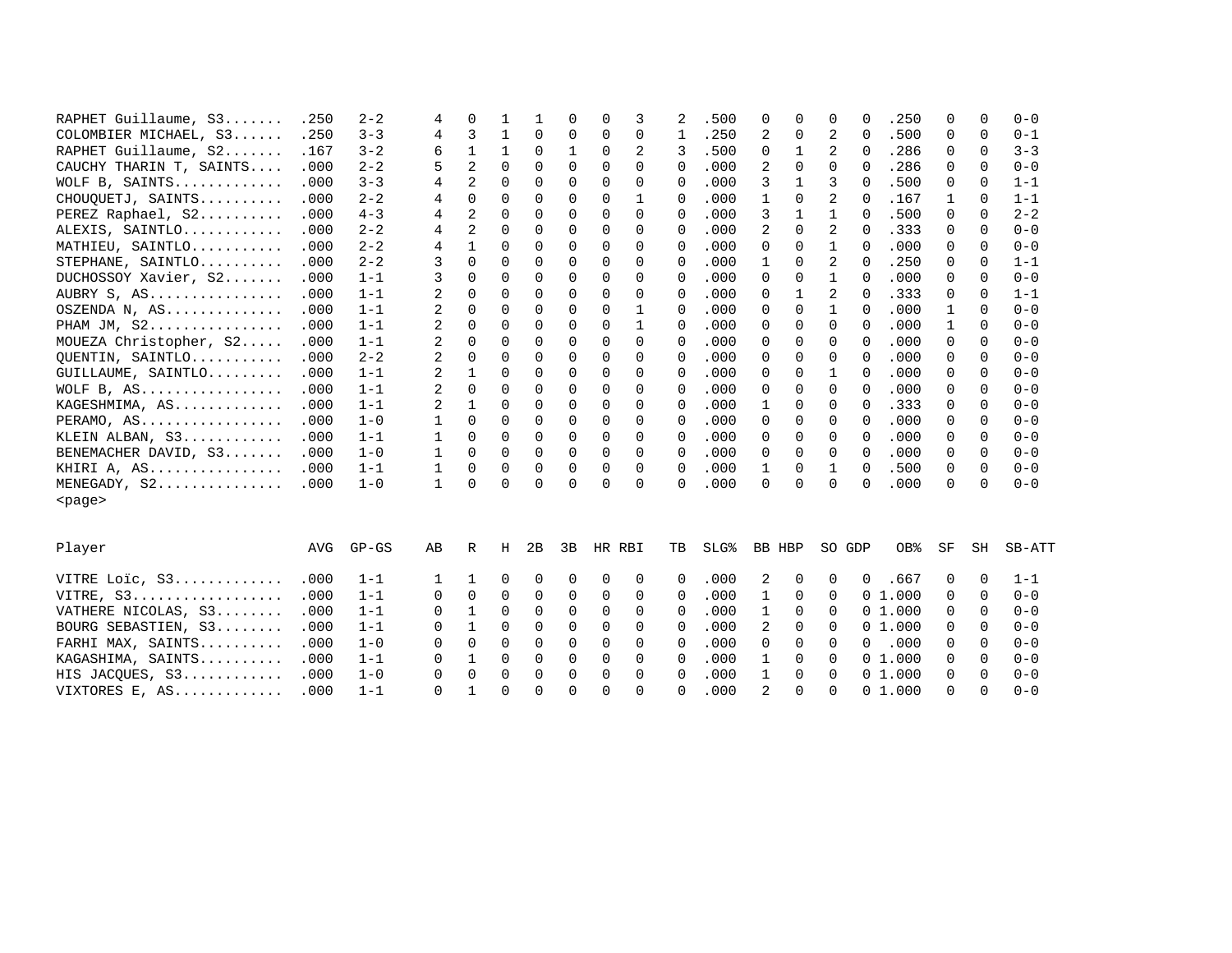| Player | AVG | GP-GS | AB | R | H | 2B | 3B | HR | RBI | TB | SLG% | BB | HBP | SO | GDP | OB% | SF | SH | SB-ATT |
|---|---|---|---|---|---|---|---|---|---|---|---|---|---|---|---|---|---|---|---|
| RAPHET Guillaume, S3....... | .250 | 2-2 | 4 | 0 | 1 | 1 | 0 | 0 | 3 | 2 | .500 | 0 | 0 | 0 | 0 | .250 | 0 | 0 | 0-0 |
| COLOMBIER MICHAEL, S3...... | .250 | 3-3 | 4 | 3 | 1 | 0 | 0 | 0 | 0 | 1 | .250 | 2 | 0 | 2 | 0 | .500 | 0 | 0 | 0-1 |
| RAPHET Guillaume, S2....... | .167 | 3-2 | 6 | 1 | 1 | 0 | 1 | 0 | 2 | 3 | .500 | 0 | 1 | 2 | 0 | .286 | 0 | 0 | 3-3 |
| CAUCHY THARIN T, SAINTS.... | .000 | 2-2 | 5 | 2 | 0 | 0 | 0 | 0 | 0 | 0 | .000 | 2 | 0 | 0 | 0 | .286 | 0 | 0 | 0-0 |
| WOLF B, SAINTS............. | .000 | 3-3 | 4 | 2 | 0 | 0 | 0 | 0 | 0 | 0 | .000 | 3 | 1 | 3 | 0 | .500 | 0 | 0 | 1-1 |
| CHOUQUETJ, SAINTS.......... | .000 | 2-2 | 4 | 0 | 0 | 0 | 0 | 0 | 1 | 0 | .000 | 1 | 0 | 2 | 0 | .167 | 1 | 0 | 1-1 |
| PEREZ Raphael, S2.......... | .000 | 4-3 | 4 | 2 | 0 | 0 | 0 | 0 | 0 | 0 | .000 | 3 | 1 | 1 | 0 | .500 | 0 | 0 | 2-2 |
| ALEXIS, SAINTLO............ | .000 | 2-2 | 4 | 2 | 0 | 0 | 0 | 0 | 0 | 0 | .000 | 2 | 0 | 2 | 0 | .333 | 0 | 0 | 0-0 |
| MATHIEU, SAINTLO........... | .000 | 2-2 | 4 | 1 | 0 | 0 | 0 | 0 | 0 | 0 | .000 | 0 | 0 | 1 | 0 | .000 | 0 | 0 | 0-0 |
| STEPHANE, SAINTLO.......... | .000 | 2-2 | 3 | 0 | 0 | 0 | 0 | 0 | 0 | 0 | .000 | 1 | 0 | 2 | 0 | .250 | 0 | 0 | 1-1 |
| DUCHOSSOY Xavier, S2....... | .000 | 1-1 | 3 | 0 | 0 | 0 | 0 | 0 | 0 | 0 | .000 | 0 | 0 | 1 | 0 | .000 | 0 | 0 | 0-0 |
| AUBRY S, AS................ | .000 | 1-1 | 2 | 0 | 0 | 0 | 0 | 0 | 0 | 0 | .000 | 0 | 1 | 2 | 0 | .333 | 0 | 0 | 1-1 |
| OSZENDA N, AS.............. | .000 | 1-1 | 2 | 0 | 0 | 0 | 0 | 0 | 1 | 0 | .000 | 0 | 0 | 1 | 0 | .000 | 1 | 0 | 0-0 |
| PHAM JM, S2................ | .000 | 1-1 | 2 | 0 | 0 | 0 | 0 | 0 | 1 | 0 | .000 | 0 | 0 | 0 | 0 | .000 | 1 | 0 | 0-0 |
| MOUEZA Christopher, S2..... | .000 | 1-1 | 2 | 0 | 0 | 0 | 0 | 0 | 0 | 0 | .000 | 0 | 0 | 0 | 0 | .000 | 0 | 0 | 0-0 |
| QUENTIN, SAINTLO........... | .000 | 2-2 | 2 | 0 | 0 | 0 | 0 | 0 | 0 | 0 | .000 | 0 | 0 | 0 | 0 | .000 | 0 | 0 | 0-0 |
| GUILLAUME, SAINTLO......... | .000 | 1-1 | 2 | 1 | 0 | 0 | 0 | 0 | 0 | 0 | .000 | 0 | 0 | 1 | 0 | .000 | 0 | 0 | 0-0 |
| WOLF B, AS................. | .000 | 1-1 | 2 | 0 | 0 | 0 | 0 | 0 | 0 | 0 | .000 | 0 | 0 | 0 | 0 | .000 | 0 | 0 | 0-0 |
| KAGESHMIMA, AS............. | .000 | 1-1 | 2 | 1 | 0 | 0 | 0 | 0 | 0 | 0 | .000 | 1 | 0 | 0 | 0 | .333 | 0 | 0 | 0-0 |
| PERAMO, AS................. | .000 | 1-0 | 1 | 0 | 0 | 0 | 0 | 0 | 0 | 0 | .000 | 0 | 0 | 0 | 0 | .000 | 0 | 0 | 0-0 |
| KLEIN ALBAN, S3............ | .000 | 1-1 | 1 | 0 | 0 | 0 | 0 | 0 | 0 | 0 | .000 | 0 | 0 | 0 | 0 | .000 | 0 | 0 | 0-0 |
| BENEMACHER DAVID, S3....... | .000 | 1-0 | 1 | 0 | 0 | 0 | 0 | 0 | 0 | 0 | .000 | 0 | 0 | 0 | 0 | .000 | 0 | 0 | 0-0 |
| KHIRI A, AS................ | .000 | 1-1 | 1 | 0 | 0 | 0 | 0 | 0 | 0 | 0 | .000 | 1 | 0 | 1 | 0 | .500 | 0 | 0 | 0-0 |
| MENEGADY, S2............... | .000 | 1-0 | 1 | 0 | 0 | 0 | 0 | 0 | 0 | 0 | .000 | 0 | 0 | 0 | 0 | .000 | 0 | 0 | 0-0 |
| VITRE Loïc, S3............. | .000 | 1-1 | 1 | 1 | 0 | 0 | 0 | 0 | 0 | 0 | .000 | 2 | 0 | 0 | 0 | .667 | 0 | 0 | 1-1 |
| VITRE, S3.................. | .000 | 1-1 | 0 | 0 | 0 | 0 | 0 | 0 | 0 | 0 | .000 | 1 | 0 | 0 | 0 | 1.000 | 0 | 0 | 0-0 |
| VATHERE NICOLAS, S3........ | .000 | 1-1 | 0 | 1 | 0 | 0 | 0 | 0 | 0 | 0 | .000 | 1 | 0 | 0 | 0 | 1.000 | 0 | 0 | 0-0 |
| BOURG SEBASTIEN, S3........ | .000 | 1-1 | 0 | 1 | 0 | 0 | 0 | 0 | 0 | 0 | .000 | 2 | 0 | 0 | 0 | 1.000 | 0 | 0 | 0-0 |
| FARHI MAX, SAINTS.......... | .000 | 1-0 | 0 | 0 | 0 | 0 | 0 | 0 | 0 | 0 | .000 | 0 | 0 | 0 | 0 | .000 | 0 | 0 | 0-0 |
| KAGASHIMA, SAINTS.......... | .000 | 1-1 | 0 | 1 | 0 | 0 | 0 | 0 | 0 | 0 | .000 | 1 | 0 | 0 | 0 | 1.000 | 0 | 0 | 0-0 |
| HIS JACQUES, S3............ | .000 | 1-0 | 0 | 0 | 0 | 0 | 0 | 0 | 0 | 0 | .000 | 1 | 0 | 0 | 0 | 1.000 | 0 | 0 | 0-0 |
| VIXTORES E, AS............. | .000 | 1-1 | 0 | 1 | 0 | 0 | 0 | 0 | 0 | 0 | .000 | 2 | 0 | 0 | 0 | 1.000 | 0 | 0 | 0-0 |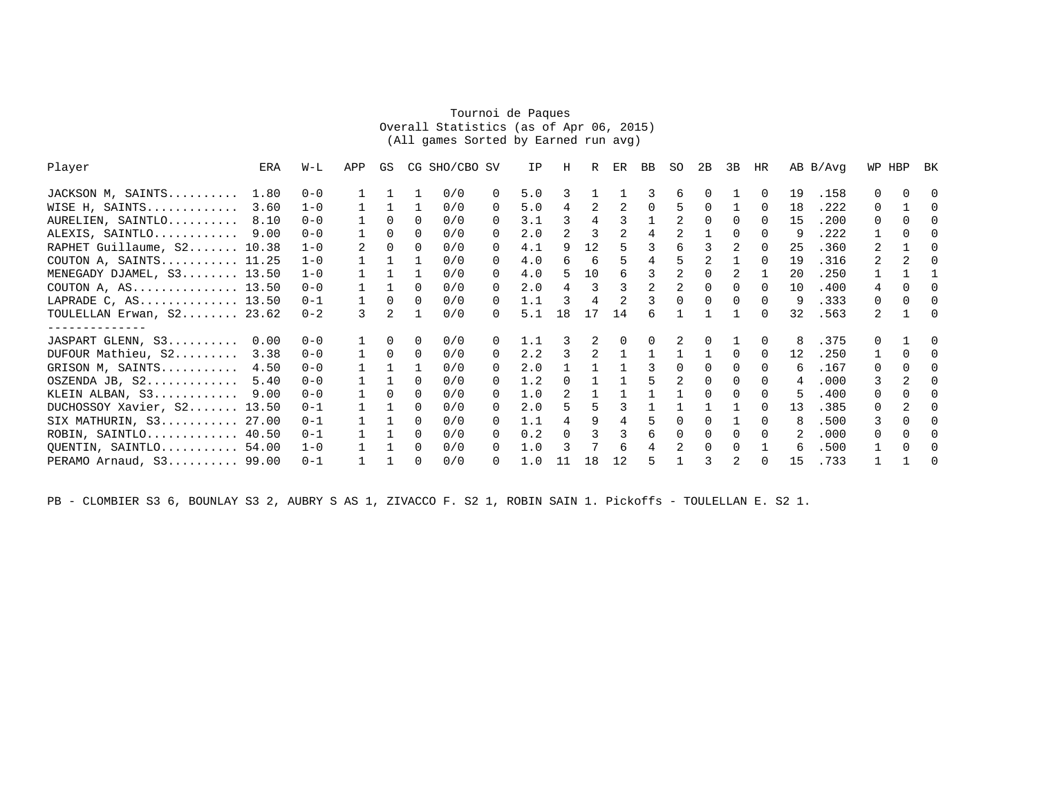Tournoi de Paques
Overall Statistics (as of Apr 06, 2015)
(All games Sorted by Earned run avg)

| Player | ERA | W-L | APP | GS | CG | SHO/CBO | SV | IP | H | R | ER | BB | SO | 2B | 3B | HR | AB | B/Avg | WP | HBP | BK |
|---|---|---|---|---|---|---|---|---|---|---|---|---|---|---|---|---|---|---|---|---|---|
| JACKSON M, SAINTS.......... | 1.80 | 0-0 | 1 | 1 | 1 | 0/0 | 0 | 5.0 | 3 | 1 | 1 | 3 | 6 | 0 | 1 | 0 | 19 | .158 | 0 | 0 | 0 |
| WISE H, SAINTS............. | 3.60 | 1-0 | 1 | 1 | 1 | 0/0 | 0 | 5.0 | 4 | 2 | 2 | 0 | 5 | 0 | 1 | 0 | 18 | .222 | 0 | 1 | 0 |
| AURELIEN, SAINTLO.......... | 8.10 | 0-0 | 1 | 0 | 0 | 0/0 | 0 | 3.1 | 3 | 4 | 3 | 1 | 2 | 0 | 0 | 0 | 15 | .200 | 0 | 0 | 0 |
| ALEXIS, SAINTLO............ | 9.00 | 0-0 | 1 | 0 | 0 | 0/0 | 0 | 2.0 | 2 | 3 | 2 | 4 | 2 | 1 | 0 | 0 | 9 | .222 | 1 | 0 | 0 |
| RAPHET Guillaume, S2....... | 10.38 | 1-0 | 2 | 0 | 0 | 0/0 | 0 | 4.1 | 9 | 12 | 5 | 3 | 6 | 3 | 2 | 0 | 25 | .360 | 2 | 1 | 0 |
| COUTON A, SAINTS........... | 11.25 | 1-0 | 1 | 1 | 1 | 0/0 | 0 | 4.0 | 6 | 6 | 5 | 4 | 5 | 2 | 1 | 0 | 19 | .316 | 2 | 2 | 0 |
| MENEGADY DJAMEL, S3........ | 13.50 | 1-0 | 1 | 1 | 1 | 0/0 | 0 | 4.0 | 5 | 10 | 6 | 3 | 2 | 0 | 2 | 1 | 20 | .250 | 1 | 1 | 1 |
| COUTON A, AS............... | 13.50 | 0-0 | 1 | 1 | 0 | 0/0 | 0 | 2.0 | 4 | 3 | 3 | 2 | 2 | 0 | 0 | 0 | 10 | .400 | 4 | 0 | 0 |
| LAPRADE C, AS.............. | 13.50 | 0-1 | 1 | 0 | 0 | 0/0 | 0 | 1.1 | 3 | 4 | 2 | 3 | 0 | 0 | 0 | 0 | 9 | .333 | 0 | 0 | 0 |
| TOULELLAN Erwan, S2........ | 23.62 | 0-2 | 3 | 2 | 1 | 0/0 | 0 | 5.1 | 18 | 17 | 14 | 6 | 1 | 1 | 1 | 0 | 32 | .563 | 2 | 1 | 0 |
| -------------- | | | | | | | | | | | | | | | | | | | | | |
| JASPART GLENN, S3.......... | 0.00 | 0-0 | 1 | 0 | 0 | 0/0 | 0 | 1.1 | 3 | 2 | 0 | 0 | 2 | 0 | 1 | 0 | 8 | .375 | 0 | 1 | 0 |
| DUFOUR Mathieu, S2......... | 3.38 | 0-0 | 1 | 0 | 0 | 0/0 | 0 | 2.2 | 3 | 2 | 1 | 1 | 1 | 1 | 0 | 0 | 12 | .250 | 1 | 0 | 0 |
| GRISON M, SAINTS........... | 4.50 | 0-0 | 1 | 1 | 1 | 0/0 | 0 | 2.0 | 1 | 1 | 1 | 3 | 0 | 0 | 0 | 0 | 6 | .167 | 0 | 0 | 0 |
| OSZENDA JB, S2............. | 5.40 | 0-0 | 1 | 1 | 0 | 0/0 | 0 | 1.2 | 0 | 1 | 1 | 5 | 2 | 0 | 0 | 0 | 4 | .000 | 3 | 2 | 0 |
| KLEIN ALBAN, S3............ | 9.00 | 0-0 | 1 | 0 | 0 | 0/0 | 0 | 1.0 | 2 | 1 | 1 | 1 | 1 | 0 | 0 | 0 | 5 | .400 | 0 | 0 | 0 |
| DUCHOSSOY Xavier, S2....... | 13.50 | 0-1 | 1 | 1 | 0 | 0/0 | 0 | 2.0 | 5 | 5 | 3 | 1 | 1 | 1 | 1 | 0 | 13 | .385 | 0 | 2 | 0 |
| SIX MATHURIN, S3........... | 27.00 | 0-1 | 1 | 1 | 0 | 0/0 | 0 | 1.1 | 4 | 9 | 4 | 5 | 0 | 0 | 1 | 0 | 8 | .500 | 3 | 0 | 0 |
| ROBIN, SAINTLO............. | 40.50 | 0-1 | 1 | 1 | 0 | 0/0 | 0 | 0.2 | 0 | 3 | 3 | 6 | 0 | 0 | 0 | 0 | 2 | .000 | 0 | 0 | 0 |
| QUENTIN, SAINTLO........... | 54.00 | 1-0 | 1 | 1 | 0 | 0/0 | 0 | 1.0 | 3 | 7 | 6 | 4 | 2 | 0 | 0 | 1 | 6 | .500 | 1 | 0 | 0 |
| PERAMO Arnaud, S3.......... | 99.00 | 0-1 | 1 | 1 | 0 | 0/0 | 0 | 1.0 | 11 | 18 | 12 | 5 | 1 | 3 | 2 | 0 | 15 | .733 | 1 | 1 | 0 |

PB - CLOMBIER S3 6, BOUNLAY S3 2, AUBRY S AS 1, ZIVACCO F. S2 1, ROBIN SAIN 1. Pickoffs - TOULELLAN E. S2 1.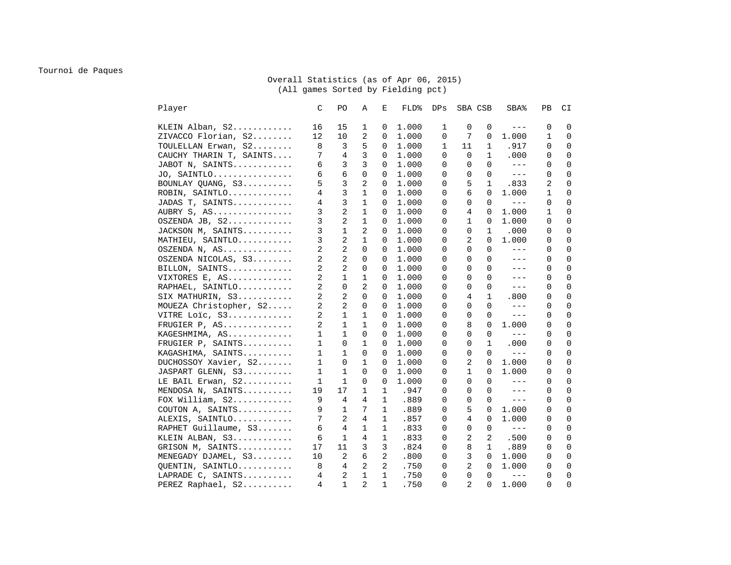Tournoi de Paques

Overall Statistics (as of Apr 06, 2015)
(All games Sorted by Fielding pct)

| Player | C | PO | A | E | FLD% | DPs | SBA | CSB | SBA% | PB | CI |
|---|---|---|---|---|---|---|---|---|---|---|---|
| KLEIN Alban, S2........... | 16 | 15 | 1 | 0 | 1.000 | 1 | 0 | 0 | --- | 0 | 0 |
| ZIVACCO Florian, S2........ | 12 | 10 | 2 | 0 | 1.000 | 0 | 7 | 0 | 1.000 | 1 | 0 |
| TOULELLAN Erwan, S2........ | 8 | 3 | 5 | 0 | 1.000 | 1 | 11 | 1 | .917 | 0 | 0 |
| CAUCHY THARIN T, SAINTS.... | 7 | 4 | 3 | 0 | 1.000 | 0 | 0 | 1 | .000 | 0 | 0 |
| JABOT N, SAINTS............ | 6 | 3 | 3 | 0 | 1.000 | 0 | 0 | 0 | --- | 0 | 0 |
| JO, SAINTLO................ | 6 | 6 | 0 | 0 | 1.000 | 0 | 0 | 0 | --- | 0 | 0 |
| BOUNLAY QUANG, S3.......... | 5 | 3 | 2 | 0 | 1.000 | 0 | 5 | 1 | .833 | 2 | 0 |
| ROBIN, SAINTLO............. | 4 | 3 | 1 | 0 | 1.000 | 0 | 6 | 0 | 1.000 | 1 | 0 |
| JADAS T, SAINTS............ | 4 | 3 | 1 | 0 | 1.000 | 0 | 0 | 0 | --- | 0 | 0 |
| AUBRY S, AS................ | 3 | 2 | 1 | 0 | 1.000 | 0 | 4 | 0 | 1.000 | 1 | 0 |
| OSZENDA JB, S2............. | 3 | 2 | 1 | 0 | 1.000 | 0 | 1 | 0 | 1.000 | 0 | 0 |
| JACKSON M, SAINTS.......... | 3 | 1 | 2 | 0 | 1.000 | 0 | 0 | 1 | .000 | 0 | 0 |
| MATHIEU, SAINTLO........... | 3 | 2 | 1 | 0 | 1.000 | 0 | 2 | 0 | 1.000 | 0 | 0 |
| OSZENDA N, AS.............. | 2 | 2 | 0 | 0 | 1.000 | 0 | 0 | 0 | --- | 0 | 0 |
| OSZENDA NICOLAS, S3........ | 2 | 2 | 0 | 0 | 1.000 | 0 | 0 | 0 | --- | 0 | 0 |
| BILLON, SAINTS............. | 2 | 2 | 0 | 0 | 1.000 | 0 | 0 | 0 | --- | 0 | 0 |
| VIXTORES E, AS............. | 2 | 1 | 1 | 0 | 1.000 | 0 | 0 | 0 | --- | 0 | 0 |
| RAPHAEL, SAINTLO........... | 2 | 0 | 2 | 0 | 1.000 | 0 | 0 | 0 | --- | 0 | 0 |
| SIX MATHURIN, S3........... | 2 | 2 | 0 | 0 | 1.000 | 0 | 4 | 1 | .800 | 0 | 0 |
| MOUEZA Christopher, S2..... | 2 | 2 | 0 | 0 | 1.000 | 0 | 0 | 0 | --- | 0 | 0 |
| VITRE Loïc, S3............. | 2 | 1 | 1 | 0 | 1.000 | 0 | 0 | 0 | --- | 0 | 0 |
| FRUGIER P, AS.............. | 2 | 1 | 1 | 0 | 1.000 | 0 | 8 | 0 | 1.000 | 0 | 0 |
| KAGESHMIMA, AS............. | 1 | 1 | 0 | 0 | 1.000 | 0 | 0 | 0 | --- | 0 | 0 |
| FRUGIER P, SAINTS.......... | 1 | 0 | 1 | 0 | 1.000 | 0 | 0 | 1 | .000 | 0 | 0 |
| KAGASHIMA, SAINTS.......... | 1 | 1 | 0 | 0 | 1.000 | 0 | 0 | 0 | --- | 0 | 0 |
| DUCHOSSOY Xavier, S2....... | 1 | 0 | 1 | 0 | 1.000 | 0 | 2 | 0 | 1.000 | 0 | 0 |
| JASPART GLENN, S3.......... | 1 | 1 | 0 | 0 | 1.000 | 0 | 1 | 0 | 1.000 | 0 | 0 |
| LE BAIL Erwan, S2.......... | 1 | 1 | 0 | 0 | 1.000 | 0 | 0 | 0 | --- | 0 | 0 |
| MENDOSA N, SAINTS.......... | 19 | 17 | 1 | 1 | .947 | 0 | 0 | 0 | --- | 0 | 0 |
| FOX William, S2............ | 9 | 4 | 4 | 1 | .889 | 0 | 0 | 0 | --- | 0 | 0 |
| COUTON A, SAINTS........... | 9 | 1 | 7 | 1 | .889 | 0 | 5 | 0 | 1.000 | 0 | 0 |
| ALEXIS, SAINTLO............ | 7 | 2 | 4 | 1 | .857 | 0 | 4 | 0 | 1.000 | 0 | 0 |
| RAPHET Guillaume, S3....... | 6 | 4 | 1 | 1 | .833 | 0 | 0 | 0 | --- | 0 | 0 |
| KLEIN ALBAN, S3............ | 6 | 1 | 4 | 1 | .833 | 0 | 2 | 2 | .500 | 0 | 0 |
| GRISON M, SAINTS........... | 17 | 11 | 3 | 3 | .824 | 0 | 8 | 1 | .889 | 0 | 0 |
| MENEGADY DJAMEL, S3........ | 10 | 2 | 6 | 2 | .800 | 0 | 3 | 0 | 1.000 | 0 | 0 |
| QUENTIN, SAINTLO........... | 8 | 4 | 2 | 2 | .750 | 0 | 2 | 0 | 1.000 | 0 | 0 |
| LAPRADE C, SAINTS.......... | 4 | 2 | 1 | 1 | .750 | 0 | 0 | 0 | --- | 0 | 0 |
| PEREZ Raphael, S2.......... | 4 | 1 | 2 | 1 | .750 | 0 | 2 | 0 | 1.000 | 0 | 0 |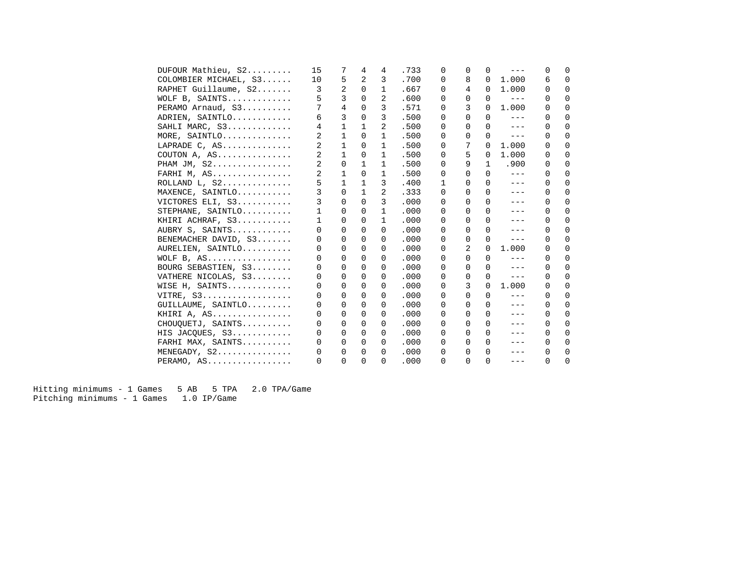| | | | | | | | | | | | |
|---|---|---|---|---|---|---|---|---|---|---|---|
| DUFOUR Mathieu, S2......... | 15 | 7 | 4 | 4 | .733 | 0 | 0 | 0 | --- | 0 | 0 |
| COLOMBIER MICHAEL, S3...... | 10 | 5 | 2 | 3 | .700 | 0 | 8 | 0 | 1.000 | 6 | 0 |
| RAPHET Guillaume, S2....... | 3 | 2 | 0 | 1 | .667 | 0 | 4 | 0 | 1.000 | 0 | 0 |
| WOLF B, SAINTS............. | 5 | 3 | 0 | 2 | .600 | 0 | 0 | 0 | --- | 0 | 0 |
| PERAMO Arnaud, S3.......... | 7 | 4 | 0 | 3 | .571 | 0 | 3 | 0 | 1.000 | 0 | 0 |
| ADRIEN, SAINTLO............ | 6 | 3 | 0 | 3 | .500 | 0 | 0 | 0 | --- | 0 | 0 |
| SAHLI MARC, S3............. | 4 | 1 | 1 | 2 | .500 | 0 | 0 | 0 | --- | 0 | 0 |
| MORE, SAINTLO.............. | 2 | 1 | 0 | 1 | .500 | 0 | 0 | 0 | --- | 0 | 0 |
| LAPRADE C, AS.............. | 2 | 1 | 0 | 1 | .500 | 0 | 7 | 0 | 1.000 | 0 | 0 |
| COUTON A, AS............... | 2 | 1 | 0 | 1 | .500 | 0 | 5 | 0 | 1.000 | 0 | 0 |
| PHAM JM, S2................ | 2 | 0 | 1 | 1 | .500 | 0 | 9 | 1 | .900 | 0 | 0 |
| FARHI M, AS................ | 2 | 1 | 0 | 1 | .500 | 0 | 0 | 0 | --- | 0 | 0 |
| ROLLAND L, S2.............. | 5 | 1 | 1 | 3 | .400 | 1 | 0 | 0 | --- | 0 | 0 |
| MAXENCE, SAINTLO........... | 3 | 0 | 1 | 2 | .333 | 0 | 0 | 0 | --- | 0 | 0 |
| VICTORES ELI, S3........... | 3 | 0 | 0 | 3 | .000 | 0 | 0 | 0 | --- | 0 | 0 |
| STEPHANE, SAINTLO.......... | 1 | 0 | 0 | 1 | .000 | 0 | 0 | 0 | --- | 0 | 0 |
| KHIRI ACHRAF, S3........... | 1 | 0 | 0 | 1 | .000 | 0 | 0 | 0 | --- | 0 | 0 |
| AUBRY S, SAINTS............ | 0 | 0 | 0 | 0 | .000 | 0 | 0 | 0 | --- | 0 | 0 |
| BENEMACHER DAVID, S3....... | 0 | 0 | 0 | 0 | .000 | 0 | 0 | 0 | --- | 0 | 0 |
| AURELIEN, SAINTLO.......... | 0 | 0 | 0 | 0 | .000 | 0 | 2 | 0 | 1.000 | 0 | 0 |
| WOLF B, AS................. | 0 | 0 | 0 | 0 | .000 | 0 | 0 | 0 | --- | 0 | 0 |
| BOURG SEBASTIEN, S3........ | 0 | 0 | 0 | 0 | .000 | 0 | 0 | 0 | --- | 0 | 0 |
| VATHERE NICOLAS, S3........ | 0 | 0 | 0 | 0 | .000 | 0 | 0 | 0 | --- | 0 | 0 |
| WISE H, SAINTS............. | 0 | 0 | 0 | 0 | .000 | 0 | 3 | 0 | 1.000 | 0 | 0 |
| VITRE, S3.................. | 0 | 0 | 0 | 0 | .000 | 0 | 0 | 0 | --- | 0 | 0 |
| GUILLAUME, SAINTLO......... | 0 | 0 | 0 | 0 | .000 | 0 | 0 | 0 | --- | 0 | 0 |
| KHIRI A, AS................ | 0 | 0 | 0 | 0 | .000 | 0 | 0 | 0 | --- | 0 | 0 |
| CHOUQUETJ, SAINTS.......... | 0 | 0 | 0 | 0 | .000 | 0 | 0 | 0 | --- | 0 | 0 |
| HIS JACQUES, S3............ | 0 | 0 | 0 | 0 | .000 | 0 | 0 | 0 | --- | 0 | 0 |
| FARHI MAX, SAINTS.......... | 0 | 0 | 0 | 0 | .000 | 0 | 0 | 0 | --- | 0 | 0 |
| MENEGADY, S2............... | 0 | 0 | 0 | 0 | .000 | 0 | 0 | 0 | --- | 0 | 0 |
| PERAMO, AS................. | 0 | 0 | 0 | 0 | .000 | 0 | 0 | 0 | --- | 0 | 0 |

Hitting minimums - 1 Games   5 AB   5 TPA   2.0 TPA/Game
Pitching minimums - 1 Games   1.0 IP/Game